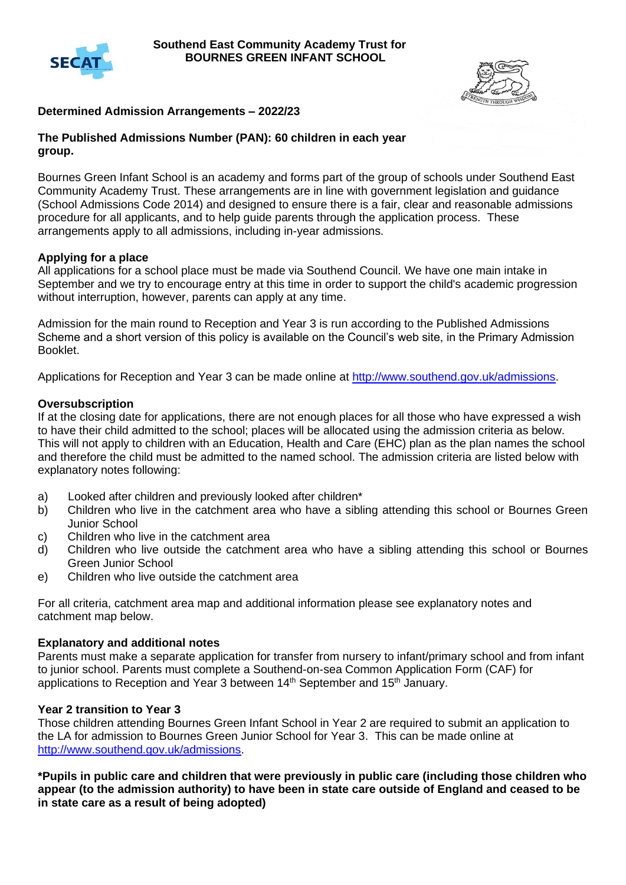**Southend East Community Academy Trust for**
**BOURNES GREEN INFANT SCHOOL**

**Determined Admission Arrangements – 2022/23**

**The Published Admissions Number (PAN): 60 children in each year group.**

Bournes Green Infant School is an academy and forms part of the group of schools under Southend East Community Academy Trust. These arrangements are in line with government legislation and guidance (School Admissions Code 2014) and designed to ensure there is a fair, clear and reasonable admissions procedure for all applicants, and to help guide parents through the application process. These arrangements apply to all admissions, including in-year admissions.

**Applying for a place**

All applications for a school place must be made via Southend Council. We have one main intake in September and we try to encourage entry at this time in order to support the child's academic progression without interruption, however, parents can apply at any time.

Admission for the main round to Reception and Year 3 is run according to the Published Admissions Scheme and a short version of this policy is available on the Council's web site, in the Primary Admission Booklet.

Applications for Reception and Year 3 can be made online at [http://www.southend.gov.uk/admissions](http://www.southend.gov.uk/admissions).

**Oversubscription**

If at the closing date for applications, there are not enough places for all those who have expressed a wish to have their child admitted to the school; places will be allocated using the admission criteria as below. This will not apply to children with an Education, Health and Care (EHC) plan as the plan names the school and therefore the child must be admitted to the named school. The admission criteria are listed below with explanatory notes following:

a) Looked after children and previously looked after children*
b) Children who live in the catchment area who have a sibling attending this school or Bournes Green Junior School
c) Children who live in the catchment area
d) Children who live outside the catchment area who have a sibling attending this school or Bournes Green Junior School
e) Children who live outside the catchment area

For all criteria, catchment area map and additional information please see explanatory notes and catchment map below.

**Explanatory and additional notes**

Parents must make a separate application for transfer from nursery to infant/primary school and from infant to junior school. Parents must complete a Southend-on-sea Common Application Form (CAF) for applications to Reception and Year 3 between 14th September and 15th January.

**Year 2 transition to Year 3**

Those children attending Bournes Green Infant School in Year 2 are required to submit an application to the LA for admission to Bournes Green Junior School for Year 3. This can be made online at [http://www.southend.gov.uk/admissions](http://www.southend.gov.uk/admissions).

**\*Pupils in public care and children that were previously in public care (including those children who appear (to the admission authority) to have been in state care outside of England and ceased to be in state care as a result of being adopted)**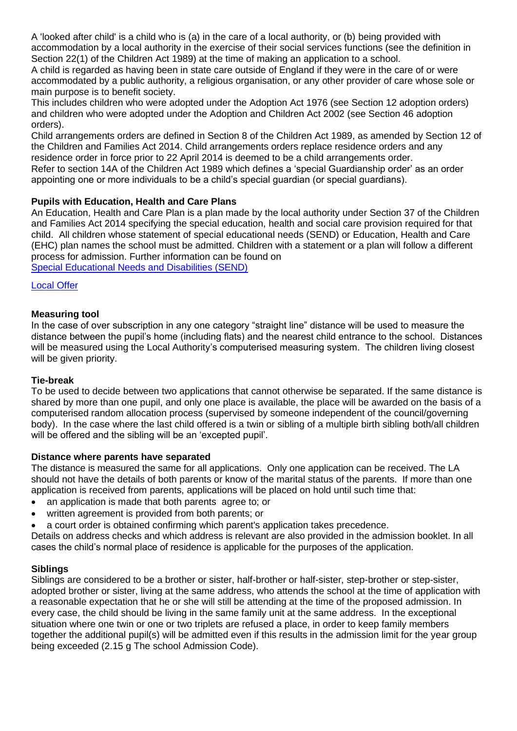A 'looked after child' is a child who is (a) in the care of a local authority, or (b) being provided with accommodation by a local authority in the exercise of their social services functions (see the definition in Section 22(1) of the Children Act 1989) at the time of making an application to a school.

A child is regarded as having been in state care outside of England if they were in the care of or were accommodated by a public authority, a religious organisation, or any other provider of care whose sole or main purpose is to benefit society.

This includes children who were adopted under the Adoption Act 1976 (see Section 12 adoption orders) and children who were adopted under the Adoption and Children Act 2002 (see Section 46 adoption orders).

Child arrangements orders are defined in Section 8 of the Children Act 1989, as amended by Section 12 of the Children and Families Act 2014. Child arrangements orders replace residence orders and any residence order in force prior to 22 April 2014 is deemed to be a child arrangements order.

Refer to section 14A of the Children Act 1989 which defines a 'special Guardianship order' as an order appointing one or more individuals to be a child's special guardian (or special guardians).

**Pupils with Education, Health and Care Plans**

An Education, Health and Care Plan is a plan made by the local authority under Section 37 of the Children and Families Act 2014 specifying the special education, health and social care provision required for that child. All children whose statement of special educational needs (SEND) or Education, Health and Care (EHC) plan names the school must be admitted. Children with a statement or a plan will follow a different process for admission. Further information can be found on

[Special Educational Needs and Disabilities (SEND)]

[Local Offer]

**Measuring tool**

In the case of over subscription in any one category "straight line" distance will be used to measure the distance between the pupil's home (including flats) and the nearest child entrance to the school. Distances will be measured using the Local Authority's computerised measuring system. The children living closest will be given priority.

**Tie-break**

To be used to decide between two applications that cannot otherwise be separated. If the same distance is shared by more than one pupil, and only one place is available, the place will be awarded on the basis of a computerised random allocation process (supervised by someone independent of the council/governing body). In the case where the last child offered is a twin or sibling of a multiple birth sibling both/all children will be offered and the sibling will be an 'excepted pupil'.

**Distance where parents have separated**

The distance is measured the same for all applications. Only one application can be received. The LA should not have the details of both parents or know of the marital status of the parents. If more than one application is received from parents, applications will be placed on hold until such time that:

- an application is made that both parents agree to; or
- written agreement is provided from both parents; or
- a court order is obtained confirming which parent's application takes precedence.

Details on address checks and which address is relevant are also provided in the admission booklet. In all cases the child's normal place of residence is applicable for the purposes of the application.

**Siblings**

Siblings are considered to be a brother or sister, half-brother or half-sister, step-brother or step-sister, adopted brother or sister, living at the same address, who attends the school at the time of application with a reasonable expectation that he or she will still be attending at the time of the proposed admission. In every case, the child should be living in the same family unit at the same address. In the exceptional situation where one twin or one or two triplets are refused a place, in order to keep family members together the additional pupil(s) will be admitted even if this results in the admission limit for the year group being exceeded (2.15 g The school Admission Code).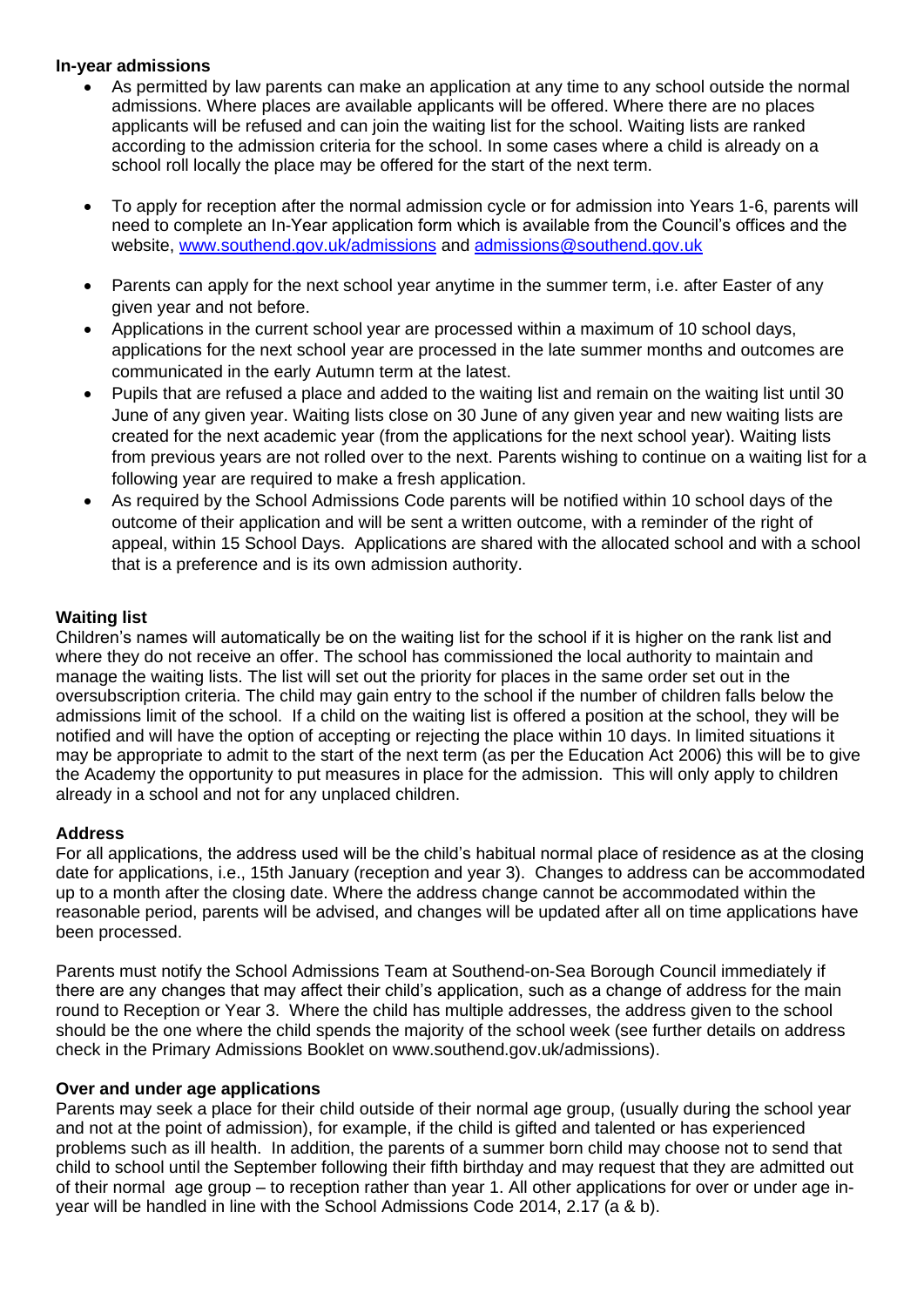**In-year admissions**

- As permitted by law parents can make an application at any time to any school outside the normal admissions. Where places are available applicants will be offered. Where there are no places applicants will be refused and can join the waiting list for the school. Waiting lists are ranked according to the admission criteria for the school. In some cases where a child is already on a school roll locally the place may be offered for the start of the next term.

- To apply for reception after the normal admission cycle or for admission into Years 1-6, parents will need to complete an In-Year application form which is available from the Council's offices and the website, [www.southend.gov.uk/admissions](http://www.southend.gov.uk/admissions) and [admissions@southend.gov.uk](mailto:admissions@southend.gov.uk)

- Parents can apply for the next school year anytime in the summer term, i.e. after Easter of any given year and not before.
- Applications in the current school year are processed within a maximum of 10 school days, applications for the next school year are processed in the late summer months and outcomes are communicated in the early Autumn term at the latest.
- Pupils that are refused a place and added to the waiting list and remain on the waiting list until 30 June of any given year. Waiting lists close on 30 June of any given year and new waiting lists are created for the next academic year (from the applications for the next school year). Waiting lists from previous years are not rolled over to the next. Parents wishing to continue on a waiting list for a following year are required to make a fresh application.
- As required by the School Admissions Code parents will be notified within 10 school days of the outcome of their application and will be sent a written outcome, with a reminder of the right of appeal, within 15 School Days. Applications are shared with the allocated school and with a school that is a preference and is its own admission authority.

**Waiting list**

Children's names will automatically be on the waiting list for the school if it is higher on the rank list and where they do not receive an offer. The school has commissioned the local authority to maintain and manage the waiting lists. The list will set out the priority for places in the same order set out in the oversubscription criteria. The child may gain entry to the school if the number of children falls below the admissions limit of the school. If a child on the waiting list is offered a position at the school, they will be notified and will have the option of accepting or rejecting the place within 10 days. In limited situations it may be appropriate to admit to the start of the next term (as per the Education Act 2006) this will be to give the Academy the opportunity to put measures in place for the admission. This will only apply to children already in a school and not for any unplaced children.

**Address**

For all applications, the address used will be the child's habitual normal place of residence as at the closing date for applications, i.e., 15th January (reception and year 3). Changes to address can be accommodated up to a month after the closing date. Where the address change cannot be accommodated within the reasonable period, parents will be advised, and changes will be updated after all on time applications have been processed.

Parents must notify the School Admissions Team at Southend-on-Sea Borough Council immediately if there are any changes that may affect their child's application, such as a change of address for the main round to Reception or Year 3. Where the child has multiple addresses, the address given to the school should be the one where the child spends the majority of the school week (see further details on address check in the Primary Admissions Booklet on www.southend.gov.uk/admissions).

**Over and under age applications**

Parents may seek a place for their child outside of their normal age group, (usually during the school year and not at the point of admission), for example, if the child is gifted and talented or has experienced problems such as ill health. In addition, the parents of a summer born child may choose not to send that child to school until the September following their fifth birthday and may request that they are admitted out of their normal age group – to reception rather than year 1. All other applications for over or under age in-year will be handled in line with the School Admissions Code 2014, 2.17 (a & b).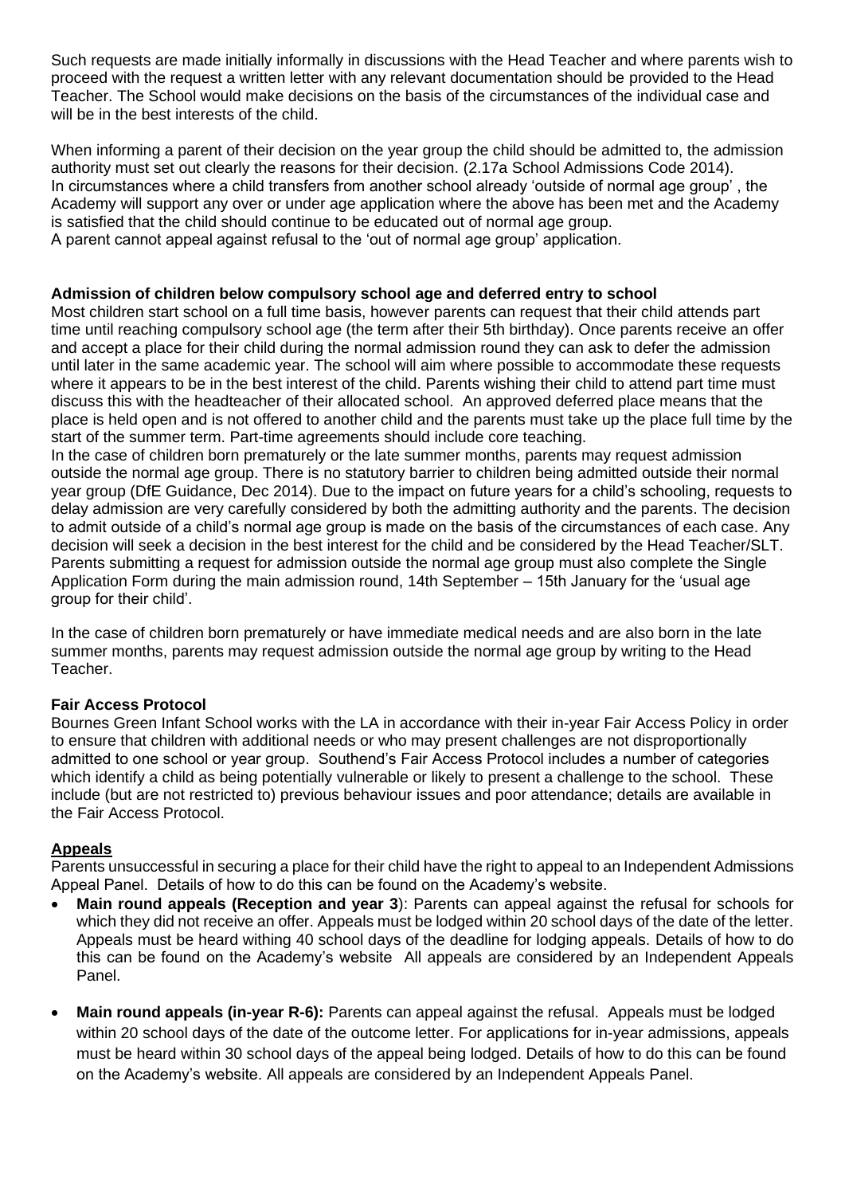Such requests are made initially informally in discussions with the Head Teacher and where parents wish to proceed with the request a written letter with any relevant documentation should be provided to the Head Teacher. The School would make decisions on the basis of the circumstances of the individual case and will be in the best interests of the child.

When informing a parent of their decision on the year group the child should be admitted to, the admission authority must set out clearly the reasons for their decision. (2.17a School Admissions Code 2014).
In circumstances where a child transfers from another school already 'outside of normal age group' , the Academy will support any over or under age application where the above has been met and the Academy is satisfied that the child should continue to be educated out of normal age group.
A parent cannot appeal against refusal to the 'out of normal age group' application.

**Admission of children below compulsory school age and deferred entry to school**
Most children start school on a full time basis, however parents can request that their child attends part time until reaching compulsory school age (the term after their 5th birthday). Once parents receive an offer and accept a place for their child during the normal admission round they can ask to defer the admission until later in the same academic year. The school will aim where possible to accommodate these requests where it appears to be in the best interest of the child. Parents wishing their child to attend part time must discuss this with the headteacher of their allocated school. An approved deferred place means that the place is held open and is not offered to another child and the parents must take up the place full time by the start of the summer term. Part-time agreements should include core teaching.
In the case of children born prematurely or the late summer months, parents may request admission outside the normal age group. There is no statutory barrier to children being admitted outside their normal year group (DfE Guidance, Dec 2014). Due to the impact on future years for a child's schooling, requests to delay admission are very carefully considered by both the admitting authority and the parents. The decision to admit outside of a child's normal age group is made on the basis of the circumstances of each case. Any decision will seek a decision in the best interest for the child and be considered by the Head Teacher/SLT. Parents submitting a request for admission outside the normal age group must also complete the Single Application Form during the main admission round, 14th September – 15th January for the 'usual age group for their child'.

In the case of children born prematurely or have immediate medical needs and are also born in the late summer months, parents may request admission outside the normal age group by writing to the Head Teacher.

**Fair Access Protocol**
Bournes Green Infant School works with the LA in accordance with their in-year Fair Access Policy in order to ensure that children with additional needs or who may present challenges are not disproportionally admitted to one school or year group. Southend's Fair Access Protocol includes a number of categories which identify a child as being potentially vulnerable or likely to present a challenge to the school. These include (but are not restricted to) previous behaviour issues and poor attendance; details are available in the Fair Access Protocol.

**Appeals**
Parents unsuccessful in securing a place for their child have the right to appeal to an Independent Admissions Appeal Panel. Details of how to do this can be found on the Academy's website.

- **Main round appeals (Reception and year 3**): Parents can appeal against the refusal for schools for which they did not receive an offer. Appeals must be lodged within 20 school days of the date of the letter. Appeals must be heard withing 40 school days of the deadline for lodging appeals. Details of how to do this can be found on the Academy's website All appeals are considered by an Independent Appeals Panel.

- **Main round appeals (in-year R-6):** Parents can appeal against the refusal. Appeals must be lodged within 20 school days of the date of the outcome letter. For applications for in-year admissions, appeals must be heard within 30 school days of the appeal being lodged. Details of how to do this can be found on the Academy's website. All appeals are considered by an Independent Appeals Panel.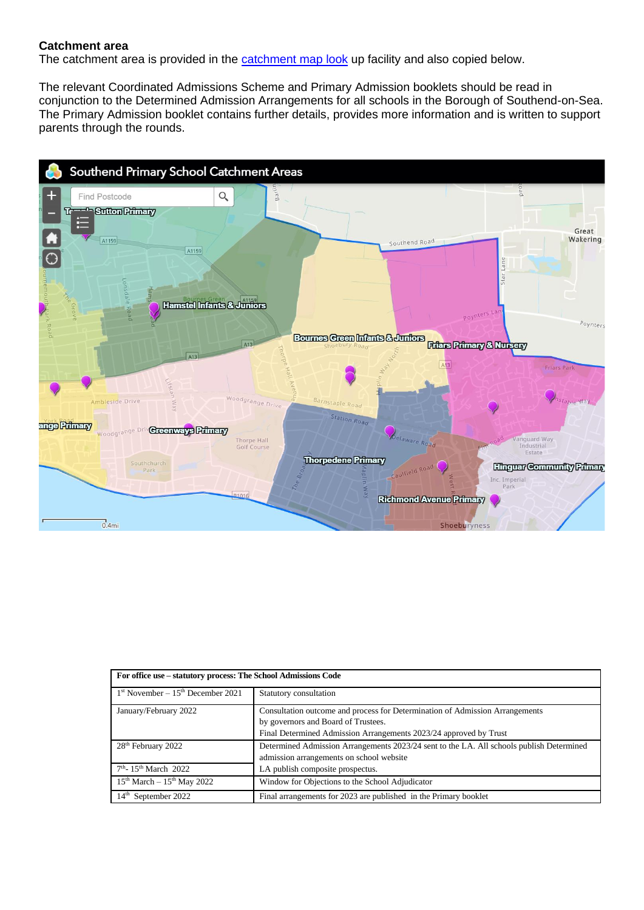**Catchment area**
The catchment area is provided in the catchment map look up facility and also copied below.

The relevant Coordinated Admissions Scheme and Primary Admission booklets should be read in conjunction to the Determined Admission Arrangements for all schools in the Borough of Southend-on-Sea. The Primary Admission booklet contains further details, provides more information and is written to support parents through the rounds.

Southend Primary School Catchment Areas

| For office use – statutory process: The School Admissions Code | |
|---|---|
| 1st November – 15th December 2021 | Statutory consultation |
| January/February 2022 | Consultation outcome and process for Determination of Admission Arrangements by governors and Board of Trustees. Final Determined Admission Arrangements 2023/24 approved by Trust |
| 28th February 2022 | Determined Admission Arrangements 2023/24 sent to the LA. All schools publish Determined admission arrangements on school website |
| 7th- 15th March 2022 | LA publish composite prospectus. |
| 15th March – 15th May 2022 | Window for Objections to the School Adjudicator |
| 14th September 2022 | Final arrangements for 2023 are published in the Primary booklet |